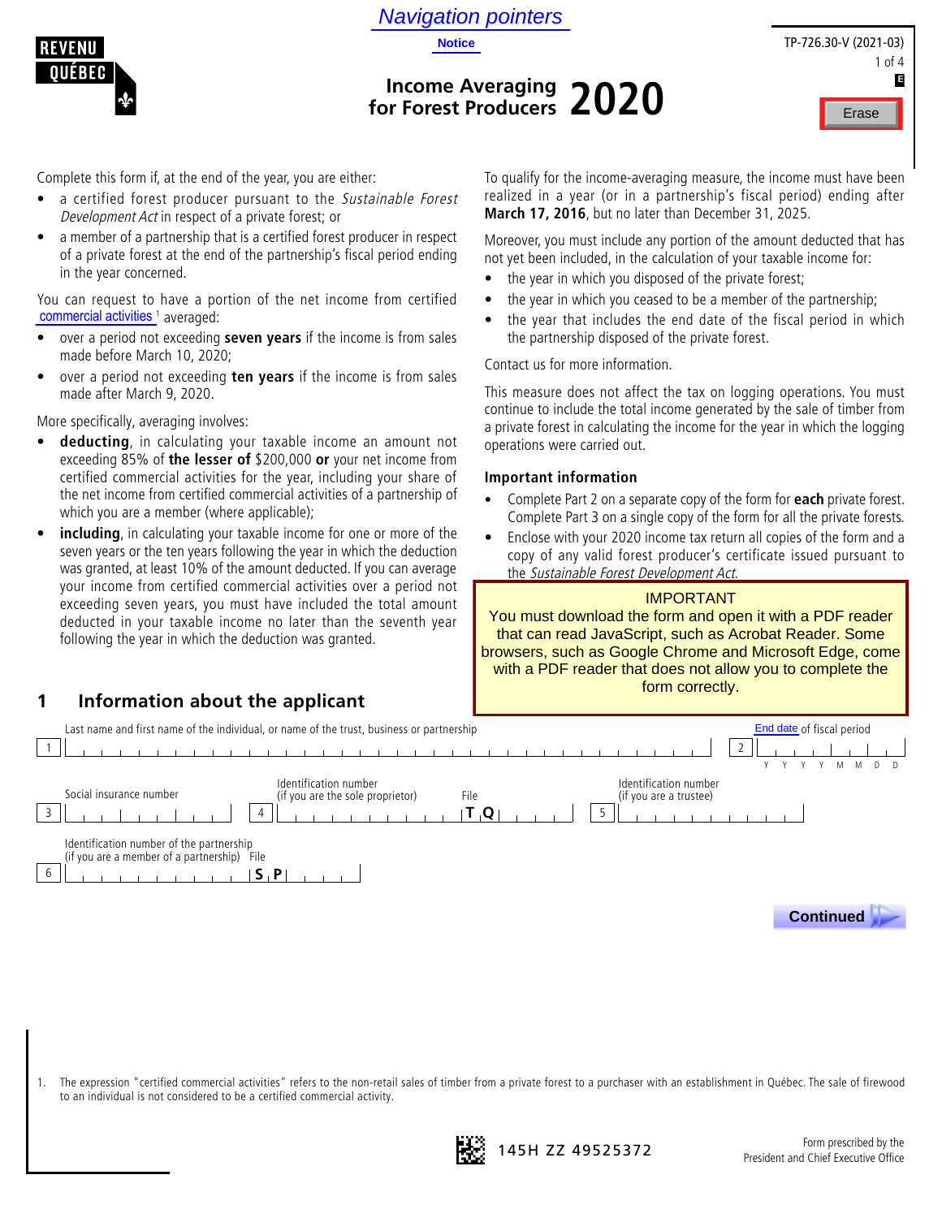Navigation pointers

Notice

REVENU QUÉBEC

TP-726.30-V (2021-03)

# Income Averaging for Forest Producers 2020

Erase

Complete this form if, at the end of the year, you are either:

- a certified forest producer pursuant to the *Sustainable Forest Development Act* in respect of a private forest; or
- a member of a partnership that is a certified forest producer in respect of a private forest at the end of the partnership's fiscal period ending in the year concerned.

You can request to have a portion of the net income from certified commercial activities[1] averaged:

- over a period not exceeding **seven years** if the income is from sales made before March 10, 2020;
- over a period not exceeding **ten years** if the income is from sales made after March 9, 2020.

More specifically, averaging involves:

- **deducting**, in calculating your taxable income an amount not exceeding 85% of **the lesser of** $200,000 **or** your net income from certified commercial activities for the year, including your share of the net income from certified commercial activities of a partnership of which you are a member (where applicable);
- **including**, in calculating your taxable income for one or more of the seven years or the ten years following the year in which the deduction was granted, at least 10% of the amount deducted. If you can average your income from certified commercial activities over a period not exceeding seven years, you must have included the total amount deducted in your taxable income no later than the seventh year following the year in which the deduction was granted.

To qualify for the income-averaging measure, the income must have been realized in a year (or in a partnership's fiscal period) ending after **March 17, 2016**, but no later than December 31, 2025.

Moreover, you must include any portion of the amount deducted that has not yet been included, in the calculation of your taxable income for:

- the year in which you disposed of the private forest;
- the year in which you ceased to be a member of the partnership;
- the year that includes the end date of the fiscal period in which the partnership disposed of the private forest.

Contact us for more information.

This measure does not affect the tax on logging operations. You must continue to include the total income generated by the sale of timber from a private forest in calculating the income for the year in which the logging operations were carried out.

### Important information

- Complete Part 2 on a separate copy of the form for **each** private forest. Complete Part 3 on a single copy of the form for all the private forests.
- Enclose with your 2020 income tax return all copies of the form and a copy of any valid forest producer's certificate issued pursuant to the *Sustainable Forest Development Act*.

IMPORTANT
You must download the form and open it with a PDF reader that can read JavaScript, such as Acrobat Reader. Some browsers, such as Google Chrome and Microsoft Edge, come with a PDF reader that does not allow you to complete the form correctly.

## 1 Information about the applicant

1 Last name and first name of the individual, or name of the trust, business or partnership

2 End date of fiscal period (Y Y Y Y M M D D)

3 Social insurance number

4 Identification number (if you are the sole proprietor) File T Q

5 Identification number (if you are a trustee)

6 Identification number of the partnership (if you are a member of a partnership) File S P

Continued

1. The expression "certified commercial activities" refers to the non-retail sales of timber from a private forest to a purchaser with an establishment in Québec. The sale of firewood to an individual is not considered to be a certified commercial activity.

145H ZZ 49525372

Form prescribed by the President and Chief Executive Office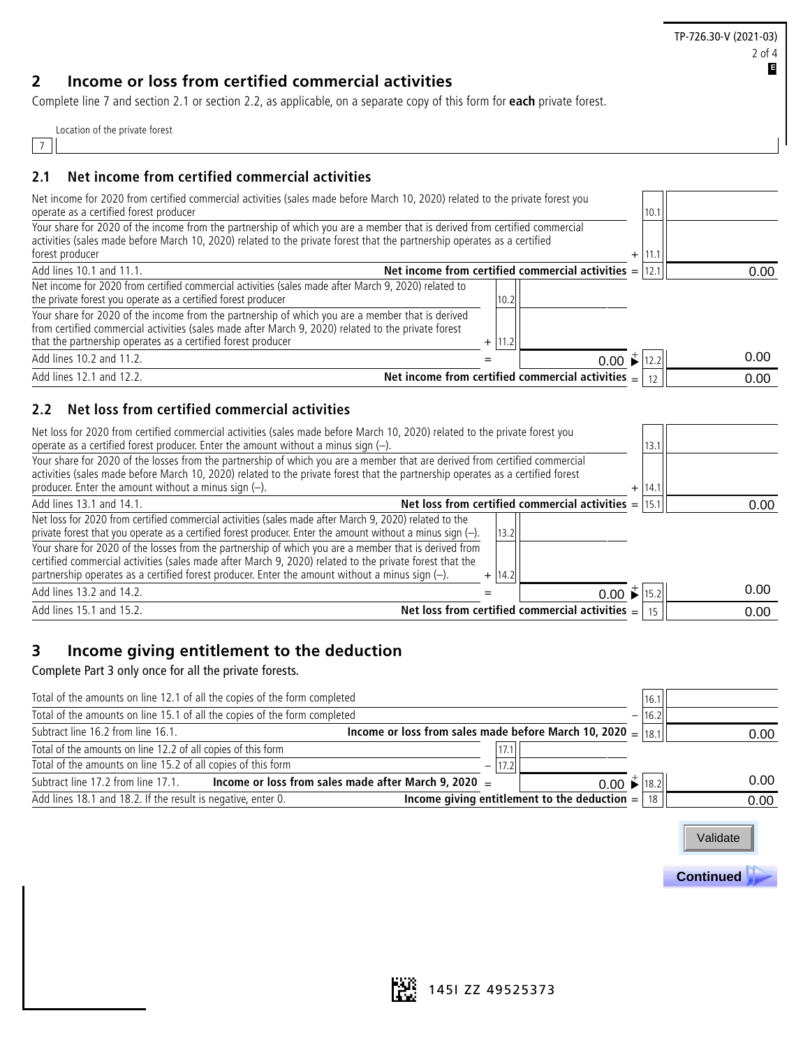## 2 Income or loss from certified commercial activities

Complete line 7 and section 2.1 or section 2.2, as applicable, on a separate copy of this form for **each** private forest.

Location of the private forest

7

### 2.1 Net income from certified commercial activities

| Description | | Line | Amount | Line | Amount |
|---|---|---|---|---|---|
| Net income for 2020 from certified commercial activities (sales made before March 10, 2020) related to the private forest you operate as a certified forest producer | | | | 10.1 | |
| Your share for 2020 of the income from the partnership of which you are a member that is derived from certified commercial activities (sales made before March 10, 2020) related to the private forest that the partnership operates as a certified forest producer | | | | + 11.1 | |
| Add lines 10.1 and 11.1. | **Net income from certified commercial activities** | | | = 12.1 | 0.00 |
| Net income for 2020 from certified commercial activities (sales made after March 9, 2020) related to the private forest you operate as a certified forest producer | | 10.2 | | | |
| Your share for 2020 of the income from the partnership of which you are a member that is derived from certified commercial activities (sales made after March 9, 2020) related to the private forest that the partnership operates as a certified forest producer | | + 11.2 | | | |
| Add lines 10.2 and 11.2. | | = | 0.00 | + 12.2 | 0.00 |
| Add lines 12.1 and 12.2. | **Net income from certified commercial activities** | | | = 12 | 0.00 |

### 2.2 Net loss from certified commercial activities

| Description | | Line | Amount | Line | Amount |
|---|---|---|---|---|---|
| Net loss for 2020 from certified commercial activities (sales made before March 10, 2020) related to the private forest you operate as a certified forest producer. Enter the amount without a minus sign (–). | | | | 13.1 | |
| Your share for 2020 of the losses from the partnership of which you are a member that are derived from certified commercial activities (sales made before March 10, 2020) related to the private forest that the partnership operates as a certified forest producer. Enter the amount without a minus sign (–). | | | | + 14.1 | |
| Add lines 13.1 and 14.1. | **Net loss from certified commercial activities** | | | = 15.1 | 0.00 |
| Net loss for 2020 from certified commercial activities (sales made after March 9, 2020) related to the private forest that you operate as a certified forest producer. Enter the amount without a minus sign (–). | | 13.2 | | | |
| Your share for 2020 of the losses from the partnership of which you are a member that is derived from certified commercial activities (sales made after March 9, 2020) related to the private forest that the partnership operates as a certified forest producer. Enter the amount without a minus sign (–). | | + 14.2 | | | |
| Add lines 13.2 and 14.2. | | = | 0.00 | + 15.2 | 0.00 |
| Add lines 15.1 and 15.2. | **Net loss from certified commercial activities** | | | = 15 | 0.00 |

## 3 Income giving entitlement to the deduction

Complete Part 3 only once for all the private forests.

| Description | | Line | Amount | Line | Amount |
|---|---|---|---|---|---|
| Total of the amounts on line 12.1 of all the copies of the form completed | | | | 16.1 | |
| Total of the amounts on line 15.1 of all the copies of the form completed | | | | – 16.2 | |
| Subtract line 16.2 from line 16.1. | **Income or loss from sales made before March 10, 2020** | | | = 18.1 | 0.00 |
| Total of the amounts on line 12.2 of all copies of this form | | 17.1 | | | |
| Total of the amounts on line 15.2 of all copies of this form | | – 17.2 | | | |
| Subtract line 17.2 from line 17.1. | **Income or loss from sales made after March 9, 2020** | = | 0.00 | + 18.2 | 0.00 |
| Add lines 18.1 and 18.2. If the result is negative, enter 0. | **Income giving entitlement to the deduction** | | | = 18 | 0.00 |

Validate

**Continued**

145I ZZ 49525373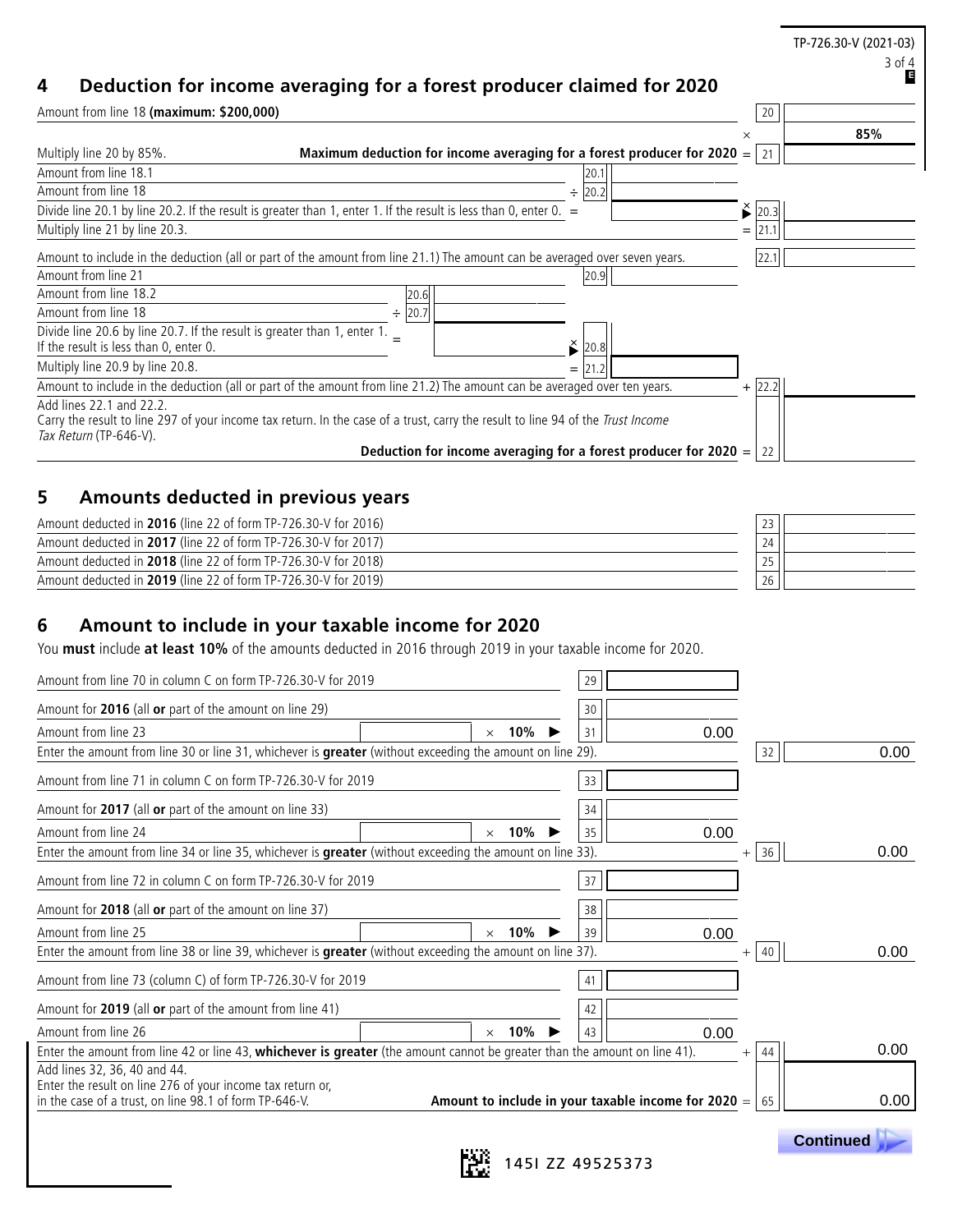## 4 Deduction for income averaging for a forest producer claimed for 2020

| Description | | | | Line | Amount |
|---|---|---|---|---|---|
| Amount from line 18 **(maximum: $200,000)** | | | | 20 | |
| | | | × | | **85%** |
| Multiply line 20 by 85%. **Maximum deduction for income averaging for a forest producer for 2020** | | | = | 21 | |
| Amount from line 18.1 | | 20.1 | | | |
| Amount from line 18 | ÷ | 20.2 | | | |
| Divide line 20.1 by line 20.2. If the result is greater than 1, enter 1. If the result is less than 0, enter 0. | = | | × | 20.3 | |
| Multiply line 21 by line 20.3. | | | = | 21.1 | |
| Amount to include in the deduction (all or part of the amount from line 21.1) The amount can be averaged over seven years. | | | | 22.1 | |
| Amount from line 21 | | 20.9 | | | |
| Amount from line 18.2 (20.6) | | | | | |
| Amount from line 18 (÷ 20.7) | | | | | |
| Divide line 20.6 by line 20.7. If the result is greater than 1, enter 1. If the result is less than 0, enter 0. (=) | × | 20.8 | | | |
| Multiply line 20.9 by line 20.8. | = | 21.2 | | | |
| Amount to include in the deduction (all or part of the amount from line 21.2) The amount can be averaged over ten years. | | | + | 22.2 | |
| Add lines 22.1 and 22.2. Carry the result to line 297 of your income tax return. In the case of a trust, carry the result to line 94 of the *Trust Income Tax Return* (TP-646-V). **Deduction for income averaging for a forest producer for 2020** | | | = | 22 | |

## 5 Amounts deducted in previous years

| Description | Line | Amount |
|---|---|---|
| Amount deducted in **2016** (line 22 of form TP-726.30-V for 2016) | 23 | |
| Amount deducted in **2017** (line 22 of form TP-726.30-V for 2017) | 24 | |
| Amount deducted in **2018** (line 22 of form TP-726.30-V for 2018) | 25 | |
| Amount deducted in **2019** (line 22 of form TP-726.30-V for 2019) | 26 | |

## 6 Amount to include in your taxable income for 2020

You **must** include **at least 10%** of the amounts deducted in 2016 through 2019 in your taxable income for 2020.

| Description | | | Line | Amount | | Line | Amount |
|---|---|---|---|---|---|---|---|
| Amount from line 70 in column C on form TP-726.30-V for 2019 | | | 29 | | | | |
| Amount for **2016** (all **or** part of the amount on line 29) | | | 30 | | | | |
| Amount from line 23 | | × 10% | 31 | 0.00 | | | |
| Enter the amount from line 30 or line 31, whichever is **greater** (without exceeding the amount on line 29). | | | | | | 32 | 0.00 |
| Amount from line 71 in column C on form TP-726.30-V for 2019 | | | 33 | | | | |
| Amount for **2017** (all **or** part of the amount on line 33) | | | 34 | | | | |
| Amount from line 24 | | × 10% | 35 | 0.00 | | | |
| Enter the amount from line 34 or line 35, whichever is **greater** (without exceeding the amount on line 33). | | | | | + | 36 | 0.00 |
| Amount from line 72 in column C on form TP-726.30-V for 2019 | | | 37 | | | | |
| Amount for **2018** (all **or** part of the amount on line 37) | | | 38 | | | | |
| Amount from line 25 | | × 10% | 39 | 0.00 | | | |
| Enter the amount from line 38 or line 39, whichever is **greater** (without exceeding the amount on line 37). | | | | | + | 40 | 0.00 |
| Amount from line 73 (column C) of form TP-726.30-V for 2019 | | | 41 | | | | |
| Amount for **2019** (all **or** part of the amount from line 41) | | | 42 | | | | |
| Amount from line 26 | | × 10% | 43 | 0.00 | | | |
| Enter the amount from line 42 or line 43, **whichever is greater** (the amount cannot be greater than the amount on line 41). | | | | | + | 44 | 0.00 |
| Add lines 32, 36, 40 and 44. Enter the result on line 276 of your income tax return or, in the case of a trust, on line 98.1 of form TP-646-V. **Amount to include in your taxable income for 2020** | | | | | = | 65 | 0.00 |

Continued

145I ZZ 49525373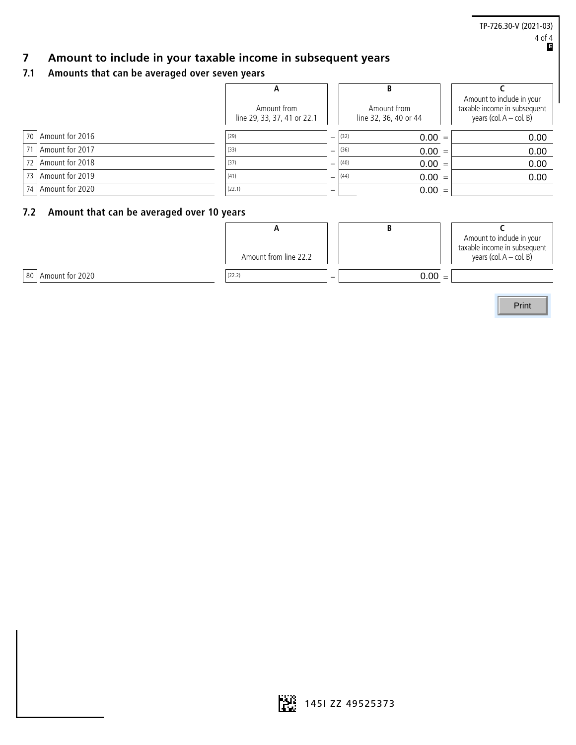## 7 Amount to include in your taxable income in subsequent years

### 7.1 Amounts that can be averaged over seven years

| | | A<br>Amount from line 29, 33, 37, 41 or 22.1 | | B<br>Amount from line 32, 36, 40 or 44 | | C<br>Amount to include in your taxable income in subsequent years (col. A – col. B) |
|---|---|---|---|---|---|---|
| 70 | Amount for 2016 | (29) | – | (32) 0.00 | = | 0.00 |
| 71 | Amount for 2017 | (33) | – | (36) 0.00 | = | 0.00 |
| 72 | Amount for 2018 | (37) | – | (40) 0.00 | = | 0.00 |
| 73 | Amount for 2019 | (41) | – | (44) 0.00 | = | 0.00 |
| 74 | Amount for 2020 | (22.1) | – | 0.00 | = | |

### 7.2 Amount that can be averaged over 10 years

| | | A<br>Amount from line 22.2 | | B | | C<br>Amount to include in your taxable income in subsequent years (col. A – col. B) |
|---|---|---|---|---|---|---|
| 80 | Amount for 2020 | (22.2) | – | 0.00 | = | |

Print

145I ZZ 49525373